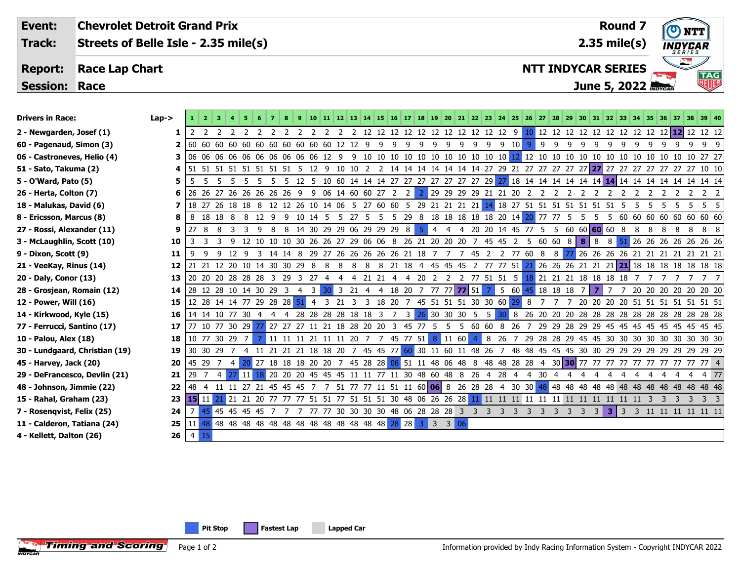| **Event:** | **Chevrolet Detroit Grand Prix** | **Round 7** |
|---|---|---|
| **Track:** | **Streets of Belle Isle - 2.35 mile(s)** | **2.35 mile(s)** |
| **Report:** | **Race Lap Chart** | **NTT INDYCAR SERIES** |
| **Session:** | **Race** | **June 5, 2022** |

| Drivers in Race: | Lap-> | 1 | 2 | 3 | 4 | 5 | 6 | 7 | 8 | 9 | 10 | 11 | 12 | 13 | 14 | 15 | 16 | 17 | 18 | 19 | 20 | 21 | 22 | 23 | 24 | 25 | 26 | 27 | 28 | 29 | 30 | 31 | 32 | 33 | 34 | 35 | 36 | 37 | 38 | 39 | 40 |
|---|---|---|---|---|---|---|---|---|---|---|---|---|---|---|---|---|---|---|---|---|---|---|---|---|---|---|---|---|---|---|---|---|---|---|---|---|---|---|---|---|---|
| 2 - Newgarden, Josef (1) | 1 | 2 | 2 | 2 | 2 | 2 | 2 | 2 | 2 | 2 | 2 | 2 | 2 | 2 | 12 | 12 | 12 | 12 | 12 | 12 | 12 | 12 | 12 | 12 | 12 | 9 | 10 | 12 | 12 | 12 | 12 | 12 | 12 | 12 | 12 | 12 | 12 | 12 | 12 | 12 | 12 |
| 60 - Pagenaud, Simon (3) | 2 | 60 | 60 | 60 | 60 | 60 | 60 | 60 | 60 | 60 | 60 | 60 | 12 | 12 | 9 | 9 | 9 | 9 | 9 | 9 | 9 | 9 | 9 | 9 | 9 | 10 | 9 | 9 | 9 | 9 | 9 | 9 | 9 | 9 | 9 | 9 | 9 | 9 | 9 | 9 | 9 |
| 06 - Castroneves, Helio (4) | 3 | 06 | 06 | 06 | 06 | 06 | 06 | 06 | 06 | 06 | 06 | 12 | 9 | 9 | 10 | 10 | 10 | 10 | 10 | 10 | 10 | 10 | 10 | 10 | 10 | 12 | 12 | 10 | 10 | 10 | 10 | 10 | 10 | 10 | 10 | 10 | 10 | 10 | 10 | 27 | 27 |
| 51 - Sato, Takuma (2) | 4 | 51 | 51 | 51 | 51 | 51 | 51 | 51 | 51 | 5 | 12 | 9 | 10 | 10 | 2 | 2 | 14 | 14 | 14 | 14 | 14 | 14 | 14 | 27 | 29 | 21 | 27 | 27 | 27 | 27 | 27 | 27 | 27 | 27 | 27 | 27 | 27 | 27 | 27 | 10 | 10 |
| 5 - O'Ward, Pato (5) | 5 | 5 | 5 | 5 | 5 | 5 | 5 | 5 | 5 | 12 | 5 | 10 | 60 | 14 | 14 | 14 | 27 | 27 | 27 | 27 | 27 | 27 | 27 | 27 | 29 | 27 | 18 | 14 | 14 | 14 | 14 | 14 | 14 | 14 | 14 | 14 | 14 | 14 | 14 | 14 | 14 |
| 26 - Herta, Colton (7) | 6 | 26 | 26 | 27 | 26 | 26 | 26 | 26 | 26 | 9 | 9 | 06 | 14 | 60 | 60 | 27 | 2 | 2 | 2 | 29 | 29 | 29 | 29 | 21 | 21 | 20 | 2 | 2 | 2 | 2 | 2 | 2 | 2 | 2 | 2 | 2 | 2 | 2 | 2 | 2 | 2 |
| 18 - Malukas, David (6) | 7 | 18 | 27 | 26 | 18 | 18 | 8 | 12 | 12 | 26 | 10 | 14 | 06 | 5 | 27 | 60 | 60 | 5 | 29 | 21 | 21 | 21 | 21 | 14 | 18 | 27 | 51 | 51 | 51 | 51 | 51 | 51 | 51 | 5 | 5 | 5 | 5 | 5 | 5 | 5 | 5 |
| 8 - Ericsson, Marcus (8) | 8 | 8 | 18 | 18 | 8 | 8 | 12 | 9 | 9 | 10 | 14 | 5 | 5 | 27 | 5 | 5 | 5 | 29 | 8 | 18 | 18 | 18 | 18 | 18 | 20 | 14 | 20 | 77 | 77 | 5 | 5 | 5 | 5 | 60 | 60 | 60 | 60 | 60 | 60 | 60 | 60 |
| 27 - Rossi, Alexander (11) | 9 | 27 | 8 | 8 | 3 | 3 | 9 | 8 | 8 | 14 | 30 | 29 | 29 | 06 | 29 | 29 | 29 | 8 | 5 | 4 | 4 | 4 | 20 | 20 | 14 | 45 | 77 | 5 | 5 | 60 | 60 | 60 | 60 | 8 | 8 | 8 | 8 | 8 | 8 | 8 | 8 |
| 3 - McLaughlin, Scott (10) | 10 | 3 | 3 | 3 | 9 | 12 | 10 | 10 | 10 | 30 | 26 | 26 | 27 | 29 | 06 | 06 | 8 | 26 | 21 | 20 | 20 | 20 | 7 | 45 | 45 | 2 | 5 | 60 | 60 | 8 | 8 | 8 | 8 | 51 | 26 | 26 | 26 | 26 | 26 | 26 | 26 |
| 9 - Dixon, Scott (9) | 11 | 9 | 9 | 9 | 12 | 9 | 3 | 14 | 14 | 8 | 29 | 27 | 26 | 26 | 26 | 26 | 26 | 21 | 18 | 7 | 7 | 7 | 45 | 2 | 2 | 77 | 60 | 8 | 8 | 77 | 26 | 26 | 26 | 26 | 21 | 21 | 21 | 21 | 21 | 21 | 21 |
| 21 - VeeKay, Rinus (14) | 12 | 21 | 21 | 12 | 20 | 10 | 14 | 30 | 30 | 29 | 8 | 8 | 8 | 8 | 8 | 8 | 8 | 21 | 18 | 4 | 45 | 45 | 45 | 2 | 77 | 77 | 51 | 21 | 26 | 26 | 26 | 21 | 21 | 21 | 21 | 18 | 18 | 18 | 18 | 18 | 18 | 18 |
| 20 - Daly, Conor (13) | 13 | 20 | 20 | 20 | 28 | 28 | 28 | 3 | 29 | 3 | 27 | 4 | 4 | 4 | 21 | 21 | 4 | 4 | 20 | 2 | 2 | 2 | 77 | 51 | 51 | 5 | 18 | 21 | 21 | 21 | 18 | 18 | 18 | 18 | 7 | 7 | 7 | 7 | 7 | 7 | 7 |
| 28 - Grosjean, Romain (12) | 14 | 28 | 12 | 28 | 10 | 14 | 30 | 29 | 3 | 4 | 3 | 30 | 3 | 21 | 4 | 4 | 18 | 20 | 7 | 77 | 77 | 77 | 51 | 7 | 5 | 60 | 45 | 18 | 18 | 18 | 7 | 7 | 7 | 7 | 20 | 20 | 20 | 20 | 20 | 20 | 20 |
| 12 - Power, Will (16) | 15 | 12 | 28 | 14 | 14 | 77 | 29 | 28 | 28 | 51 | 4 | 3 | 21 | 3 | 3 | 18 | 20 | 7 | 45 | 51 | 51 | 51 | 30 | 30 | 60 | 29 | 8 | 7 | 7 | 7 | 20 | 20 | 20 | 20 | 51 | 51 | 51 | 51 | 51 | 51 | 51 |
| 14 - Kirkwood, Kyle (15) | 16 | 14 | 14 | 10 | 77 | 30 | 4 | 4 | 4 | 28 | 28 | 28 | 28 | 18 | 18 | 3 | 7 | 3 | 26 | 30 | 30 | 30 | 5 | 5 | 30 | 8 | 26 | 20 | 20 | 20 | 28 | 28 | 28 | 28 | 28 | 28 | 28 | 28 | 28 | 28 | 28 |
| 77 - Ferrucci, Santino (17) | 17 | 77 | 10 | 77 | 30 | 29 | 77 | 27 | 27 | 27 | 11 | 21 | 18 | 28 | 20 | 20 | 3 | 45 | 77 | 5 | 5 | 5 | 60 | 60 | 8 | 26 | 7 | 29 | 29 | 28 | 29 | 29 | 45 | 45 | 45 | 45 | 45 | 45 | 45 | 45 | 45 |
| 10 - Palou, Alex (18) | 18 | 10 | 77 | 30 | 29 | 7 | 7 | 11 | 11 | 11 | 21 | 11 | 11 | 20 | 7 | 7 | 45 | 77 | 51 | 8 | 11 | 60 | 4 | 8 | 26 | 7 | 29 | 28 | 28 | 29 | 45 | 45 | 30 | 30 | 30 | 30 | 30 | 30 | 30 | 30 | 30 |
| 30 - Lundgaard, Christian (19) | 19 | 30 | 30 | 29 | 7 | 4 | 11 | 21 | 21 | 21 | 18 | 18 | 20 | 7 | 45 | 45 | 77 | 60 | 30 | 11 | 60 | 11 | 48 | 26 | 7 | 48 | 48 | 45 | 45 | 45 | 30 | 30 | 29 | 29 | 29 | 29 | 29 | 29 | 29 | 29 | 29 |
| 45 - Harvey, Jack (20) | 20 | 45 | 29 | 7 | 4 | 20 | 27 | 18 | 18 | 18 | 20 | 20 | 7 | 45 | 28 | 28 | 06 | 51 | 11 | 48 | 06 | 48 | 8 | 48 | 48 | 28 | 28 | 4 | 30 | 30 | 77 | 77 | 77 | 77 | 77 | 77 | 77 | 77 | 77 | 77 | 4 |
| 29 - DeFrancesco, Devlin (21) | 21 | 29 | 7 | 4 | 27 | 11 | 18 | 20 | 20 | 20 | 45 | 45 | 45 | 11 | 11 | 77 | 11 | 30 | 48 | 60 | 48 | 8 | 26 | 4 | 28 | 4 | 4 | 30 | 4 | 4 | 4 | 4 | 4 | 4 | 4 | 4 | 4 | 4 | 4 | 4 | 77 |
| 48 - Johnson, Jimmie (22) | 22 | 48 | 4 | 11 | 11 | 27 | 21 | 45 | 45 | 45 | 7 | 7 | 51 | 77 | 77 | 11 | 51 | 11 | 60 | 06 | 8 | 26 | 28 | 28 | 4 | 30 | 30 | 48 | 48 | 48 | 48 | 48 | 48 | 48 | 48 | 48 | 48 | 48 | 48 | 48 | 48 |
| 15 - Rahal, Graham (23) | 23 | 15 | 11 | 21 | 21 | 21 | 20 | 77 | 77 | 77 | 51 | 51 | 77 | 51 | 51 | 51 | 30 | 48 | 06 | 26 | 26 | 28 | 11 | 11 | 11 | 11 | 11 | 11 | 11 | 11 | 11 | 11 | 11 | 11 | 11 | 3 | 3 | 3 | 3 | 3 | 3 |
| 7 - Rosenqvist, Felix (25) | 24 | 7 | 45 | 45 | 45 | 45 | 45 | 7 | 7 | 7 | 77 | 77 | 30 | 30 | 30 | 30 | 48 | 06 | 28 | 28 | 28 | 3 | 3 | 3 | 3 | 3 | 3 | 3 | 3 | 3 | 3 | 3 | 3 | 3 | 3 | 11 | 11 | 11 | 11 | 11 | 11 |
| 11 - Calderon, Tatiana (24) | 25 | 11 | 48 | 48 | 48 | 48 | 48 | 48 | 48 | 48 | 48 | 48 | 48 | 48 | 48 | 48 | 28 | 28 | 3 | 3 | 3 | 06 | | | | | | | | | | | | | | | | | | | |
| 4 - Kellett, Dalton (26) | 26 | 4 | 15 | | | | | | | | | | | | | | | | | | | | | | | | | | | | | | | | | | | | | | |

Pit Stop | Fastest Lap | Lapped Car

Information provided by Indy Racing Information System - Copyright INDYCAR 2022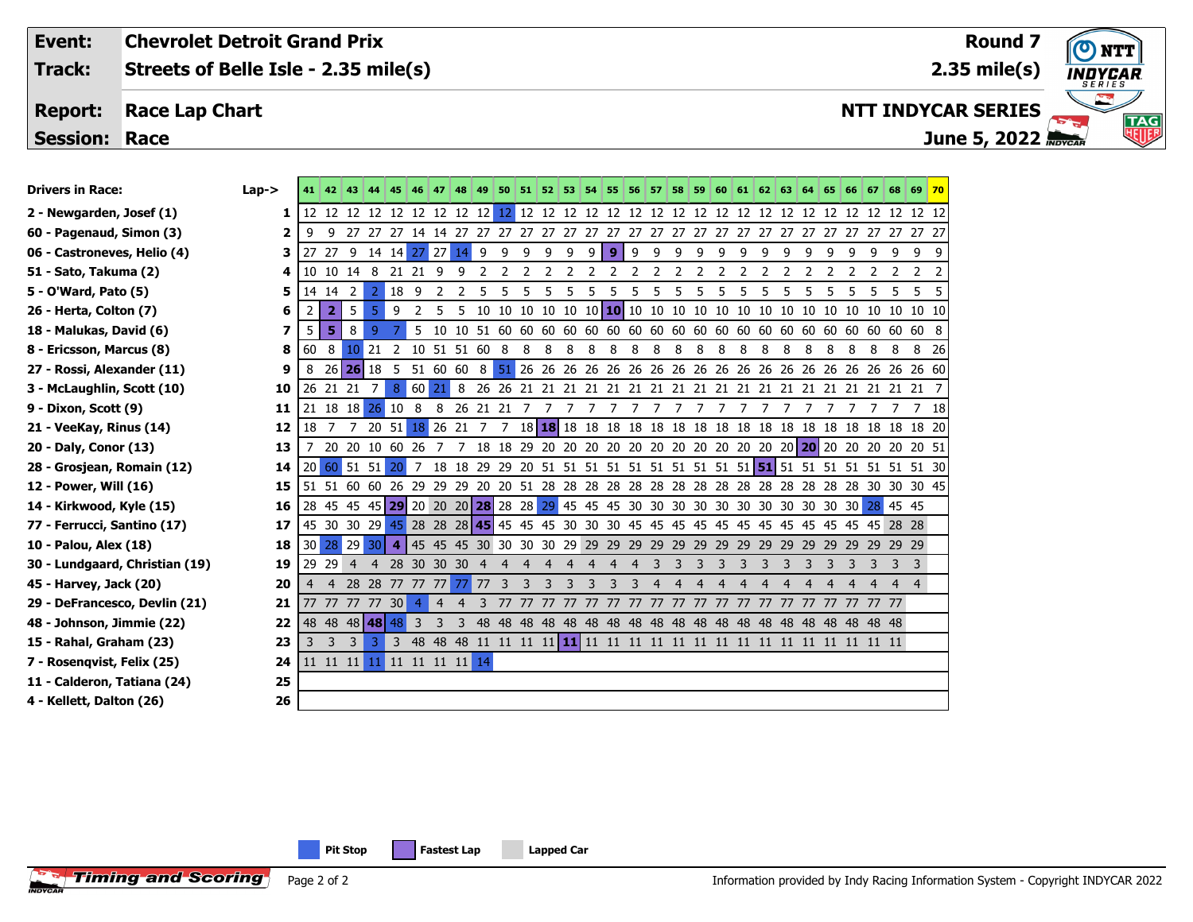| | |
|---|---|
| **Event:** | **Chevrolet Detroit Grand Prix** |
| **Track:** | **Streets of Belle Isle - 2.35 mile(s)** |
| **Report:** | **Race Lap Chart** |
| **Session:** | **Race** |

**Round 7**
**2.35 mile(s)**
**NTT INDYCAR SERIES**
**June 5, 2022**

| Drivers in Race: | Lap-> | 41 | 42 | 43 | 44 | 45 | 46 | 47 | 48 | 49 | 50 | 51 | 52 | 53 | 54 | 55 | 56 | 57 | 58 | 59 | 60 | 61 | 62 | 63 | 64 | 65 | 66 | 67 | 68 | 69 | 70 |
|---|---|---|---|---|---|---|---|---|---|---|---|---|---|---|---|---|---|---|---|---|---|---|---|---|---|---|---|---|---|---|---|
| 2 - Newgarden, Josef (1) | 1 | 12 | 12 | 12 | 12 | 12 | 12 | 12 | 12 | 12 | 12 | 12 | 12 | 12 | 12 | 12 | 12 | 12 | 12 | 12 | 12 | 12 | 12 | 12 | 12 | 12 | 12 | 12 | 12 | 12 | 12 |
| 60 - Pagenaud, Simon (3) | 2 | 9 | 9 | 27 | 27 | 27 | 14 | 14 | 27 | 27 | 27 | 27 | 27 | 27 | 27 | 27 | 27 | 27 | 27 | 27 | 27 | 27 | 27 | 27 | 27 | 27 | 27 | 27 | 27 | 27 | 27 |
| 06 - Castroneves, Helio (4) | 3 | 27 | 27 | 9 | 14 | 14 | 27 | 27 | 14 | 9 | 9 | 9 | 9 | 9 | 9 | 9 | 9 | 9 | 9 | 9 | 9 | 9 | 9 | 9 | 9 | 9 | 9 | 9 | 9 | 9 | 9 |
| 51 - Sato, Takuma (2) | 4 | 10 | 10 | 14 | 8 | 21 | 21 | 9 | 9 | 2 | 2 | 2 | 2 | 2 | 2 | 2 | 2 | 2 | 2 | 2 | 2 | 2 | 2 | 2 | 2 | 2 | 2 | 2 | 2 | 2 | 2 |
| 5 - O'Ward, Pato (5) | 5 | 14 | 14 | 2 | 2 | 18 | 9 | 2 | 2 | 5 | 5 | 5 | 5 | 5 | 5 | 5 | 5 | 5 | 5 | 5 | 5 | 5 | 5 | 5 | 5 | 5 | 5 | 5 | 5 | 5 | 5 |
| 26 - Herta, Colton (7) | 6 | 2 | 2 | 5 | 5 | 9 | 2 | 5 | 5 | 10 | 10 | 10 | 10 | 10 | 10 | 10 | 10 | 10 | 10 | 10 | 10 | 10 | 10 | 10 | 10 | 10 | 10 | 10 | 10 | 10 | 10 |
| 18 - Malukas, David (6) | 7 | 5 | 5 | 8 | 9 | 7 | 5 | 10 | 10 | 51 | 60 | 60 | 60 | 60 | 60 | 60 | 60 | 60 | 60 | 60 | 60 | 60 | 60 | 60 | 60 | 60 | 60 | 60 | 60 | 60 | 8 |
| 8 - Ericsson, Marcus (8) | 8 | 60 | 8 | 10 | 21 | 2 | 10 | 51 | 51 | 60 | 8 | 8 | 8 | 8 | 8 | 8 | 8 | 8 | 8 | 8 | 8 | 8 | 8 | 8 | 8 | 8 | 8 | 8 | 8 | 8 | 26 |
| 27 - Rossi, Alexander (11) | 9 | 8 | 26 | 26 | 18 | 5 | 51 | 60 | 60 | 8 | 51 | 26 | 26 | 26 | 26 | 26 | 26 | 26 | 26 | 26 | 26 | 26 | 26 | 26 | 26 | 26 | 26 | 26 | 26 | 26 | 60 |
| 3 - McLaughlin, Scott (10) | 10 | 26 | 21 | 21 | 7 | 8 | 60 | 21 | 8 | 26 | 26 | 21 | 21 | 21 | 21 | 21 | 21 | 21 | 21 | 21 | 21 | 21 | 21 | 21 | 21 | 21 | 21 | 21 | 21 | 21 | 7 |
| 9 - Dixon, Scott (9) | 11 | 21 | 18 | 18 | 26 | 10 | 8 | 8 | 26 | 21 | 21 | 7 | 7 | 7 | 7 | 7 | 7 | 7 | 7 | 7 | 7 | 7 | 7 | 7 | 7 | 7 | 7 | 7 | 7 | 7 | 18 |
| 21 - VeeKay, Rinus (14) | 12 | 18 | 7 | 7 | 20 | 51 | 18 | 26 | 21 | 7 | 7 | 18 | 18 | 18 | 18 | 18 | 18 | 18 | 18 | 18 | 18 | 18 | 18 | 18 | 18 | 18 | 18 | 18 | 18 | 18 | 20 |
| 20 - Daly, Conor (13) | 13 | 7 | 20 | 20 | 10 | 60 | 26 | 7 | 7 | 18 | 18 | 29 | 20 | 20 | 20 | 20 | 20 | 20 | 20 | 20 | 20 | 20 | 20 | 20 | 20 | 20 | 20 | 20 | 20 | 20 | 51 |
| 28 - Grosjean, Romain (12) | 14 | 20 | 60 | 51 | 51 | 20 | 7 | 18 | 18 | 29 | 29 | 20 | 51 | 51 | 51 | 51 | 51 | 51 | 51 | 51 | 51 | 51 | 51 | 51 | 51 | 51 | 51 | 51 | 51 | 51 | 30 |
| 12 - Power, Will (16) | 15 | 51 | 51 | 60 | 60 | 26 | 29 | 29 | 29 | 20 | 20 | 51 | 28 | 28 | 28 | 28 | 28 | 28 | 28 | 28 | 28 | 28 | 28 | 28 | 28 | 28 | 28 | 30 | 30 | 30 | 45 |
| 14 - Kirkwood, Kyle (15) | 16 | 28 | 45 | 45 | 45 | 29 | 20 | 20 | 20 | 28 | 28 | 28 | 29 | 45 | 45 | 45 | 30 | 30 | 30 | 30 | 30 | 30 | 30 | 30 | 30 | 30 | 30 | 28 | 45 | 45 | |
| 77 - Ferrucci, Santino (17) | 17 | 45 | 30 | 30 | 29 | 45 | 28 | 28 | 28 | 45 | 45 | 45 | 45 | 30 | 30 | 30 | 45 | 45 | 45 | 45 | 45 | 45 | 45 | 45 | 45 | 45 | 45 | 45 | 28 | 28 | |
| 10 - Palou, Alex (18) | 18 | 30 | 28 | 29 | 30 | 4 | 45 | 45 | 45 | 30 | 30 | 30 | 30 | 29 | 29 | 29 | 29 | 29 | 29 | 29 | 29 | 29 | 29 | 29 | 29 | 29 | 29 | 29 | 29 | 29 | |
| 30 - Lundgaard, Christian (19) | 19 | 29 | 29 | 4 | 4 | 28 | 30 | 30 | 30 | 4 | 4 | 4 | 4 | 4 | 4 | 4 | 4 | 3 | 3 | 3 | 3 | 3 | 3 | 3 | 3 | 3 | 3 | 3 | 3 | 3 | |
| 45 - Harvey, Jack (20) | 20 | 4 | 4 | 28 | 28 | 77 | 77 | 77 | 77 | 77 | 3 | 3 | 3 | 3 | 3 | 3 | 3 | 4 | 4 | 4 | 4 | 4 | 4 | 4 | 4 | 4 | 4 | 4 | 4 | 4 | |
| 29 - DeFrancesco, Devlin (21) | 21 | 77 | 77 | 77 | 77 | 30 | 4 | 4 | 4 | 3 | 77 | 77 | 77 | 77 | 77 | 77 | 77 | 77 | 77 | 77 | 77 | 77 | 77 | 77 | 77 | 77 | 77 | 77 | 77 | | |
| 48 - Johnson, Jimmie (22) | 22 | 48 | 48 | 48 | 48 | 48 | 3 | 3 | 3 | 48 | 48 | 48 | 48 | 48 | 48 | 48 | 48 | 48 | 48 | 48 | 48 | 48 | 48 | 48 | 48 | 48 | 48 | 48 | 48 | | |
| 15 - Rahal, Graham (23) | 23 | 3 | 3 | 3 | 3 | 3 | 48 | 48 | 48 | 11 | 11 | 11 | 11 | 11 | 11 | 11 | 11 | 11 | 11 | 11 | 11 | 11 | 11 | 11 | 11 | 11 | 11 | 11 | 11 | | |
| 7 - Rosenqvist, Felix (25) | 24 | 11 | 11 | 11 | 11 | 11 | 11 | 11 | 11 | 14 | | | | | | | | | | | | | | | | | | | | | |
| 11 - Calderon, Tatiana (24) | 25 | | | | | | | | | | | | | | | | | | | | | | | | | | | | | | |
| 4 - Kellett, Dalton (26) | 26 | | | | | | | | | | | | | | | | | | | | | | | | | | | | | | |

Pit Stop | Fastest Lap | Lapped Car

Information provided by Indy Racing Information System - Copyright INDYCAR 2022